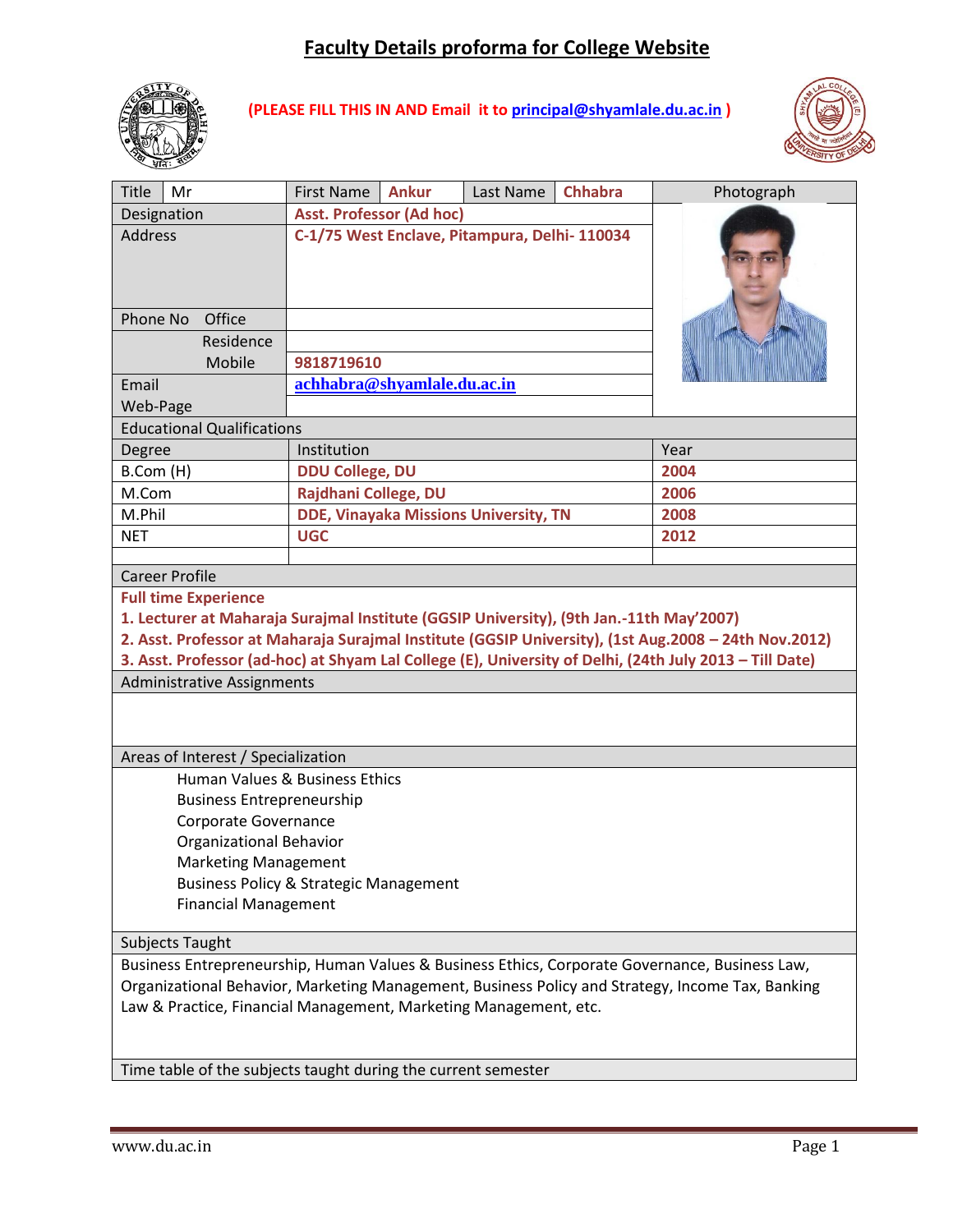# Faculty Details proforma for College Website

**(PLEASE FILL THIS IN AND Email it to principal@shyamlale.du.ac.in )**

| Title | Mr | First Name | Ankur | Last Name | Chhabra | Photograph |
|---|---|---|---|---|---|---|
| Designation | | Asst. Professor (Ad hoc) | | | | |
| Address | | C-1/75 West Enclave, Pitampura, Delhi- 110034 | | | | |
| Phone No | Office | | | | | |
| | Residence | | | | | |
| | Mobile | 9818719610 | | | | |
| Email | | achhabra@shyamlale.du.ac.in | | | | |
| Web-Page | | | | | | |

**Educational Qualifications**

| Degree | Institution | Year |
|---|---|---|
| B.Com (H) | DDU College, DU | 2004 |
| M.Com | Rajdhani College, DU | 2006 |
| M.Phil | DDE, Vinayaka Missions University, TN | 2008 |
| NET | UGC | 2012 |
| | | |

**Career Profile**

**Full time Experience**

1. **Lecturer at Maharaja Surajmal Institute (GGSIP University), (9th Jan.-11th May'2007)**
2. **Asst. Professor at Maharaja Surajmal Institute (GGSIP University), (1st Aug.2008 – 24th Nov.2012)**
3. **Asst. Professor (ad-hoc) at Shyam Lal College (E), University of Delhi, (24th July 2013 – Till Date)**

**Administrative Assignments**

**Areas of Interest / Specialization**

Human Values & Business Ethics
Business Entrepreneurship
Corporate Governance
Organizational Behavior
Marketing Management
Business Policy & Strategic Management
Financial Management

**Subjects Taught**

Business Entrepreneurship, Human Values & Business Ethics, Corporate Governance, Business Law, Organizational Behavior, Marketing Management, Business Policy and Strategy, Income Tax, Banking Law & Practice, Financial Management, Marketing Management, etc.

**Time table of the subjects taught during the current semester**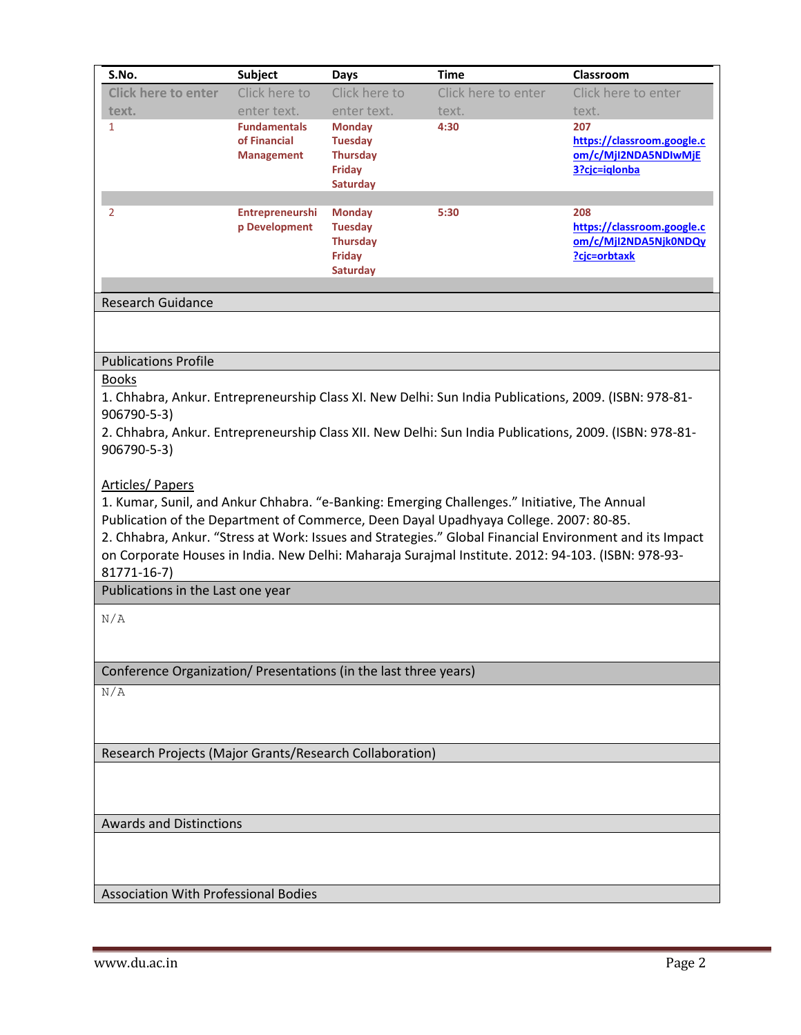| S.No. | Subject | Days | Time | Classroom |
|---|---|---|---|---|
| Click here to enter text. | Click here to enter text. | Click here to enter text. | Click here to enter text. | Click here to enter text. |
| 1 | **Fundamentals of Financial Management** | **Monday Tuesday Thursday Friday Saturday** | **4:30** | **207** [https://classroom.google.com/c/MjI2NDA5NDIwMjE3?cjc=iqlonba](https://classroom.google.com/c/MjI2NDA5NDIwMjE3?cjc=iqlonba) |
| 2 | **Entrepreneurship Development** | **Monday Tuesday Thursday Friday Saturday** | **5:30** | **208** [https://classroom.google.com/c/MjI2NDA5Njk0NDQy?cjc=orbtaxk](https://classroom.google.com/c/MjI2NDA5Njk0NDQy?cjc=orbtaxk) |

## Research Guidance

## Publications Profile

Books

1. Chhabra, Ankur. Entrepreneurship Class XI. New Delhi: Sun India Publications, 2009. (ISBN: 978-81-906790-5-3)
2. Chhabra, Ankur. Entrepreneurship Class XII. New Delhi: Sun India Publications, 2009. (ISBN: 978-81-906790-5-3)

Articles/ Papers

1. Kumar, Sunil, and Ankur Chhabra. "e-Banking: Emerging Challenges." Initiative, The Annual Publication of the Department of Commerce, Deen Dayal Upadhyaya College. 2007: 80-85.
2. Chhabra, Ankur. "Stress at Work: Issues and Strategies." Global Financial Environment and its Impact on Corporate Houses in India. New Delhi: Maharaja Surajmal Institute. 2012: 94-103. (ISBN: 978-93-81771-16-7)

## Publications in the Last one year

N/A

## Conference Organization/ Presentations (in the last three years)

N/A

## Research Projects (Major Grants/Research Collaboration)

## Awards and Distinctions

## Association With Professional Bodies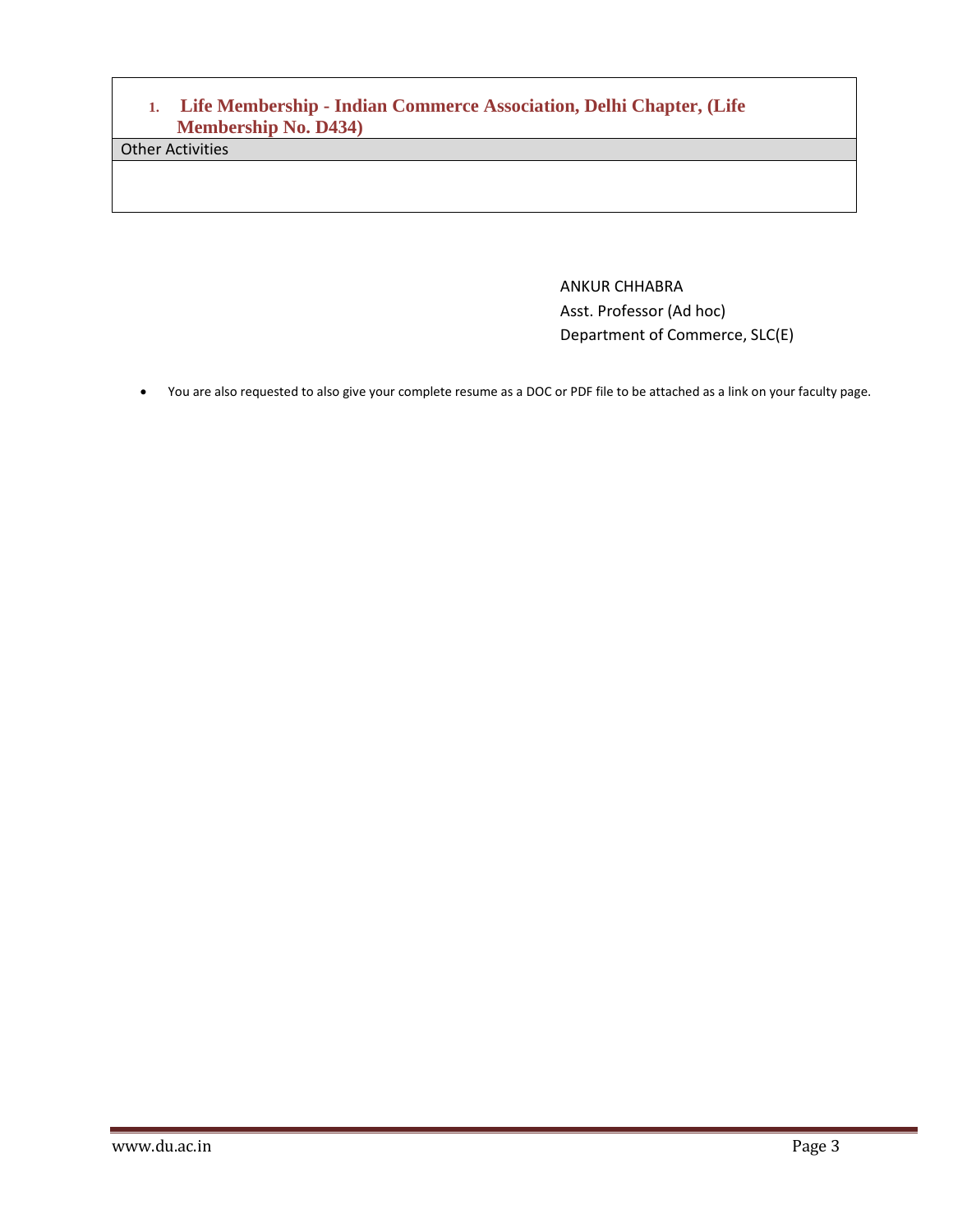1. **Life Membership - Indian Commerce Association, Delhi Chapter, (Life Membership No. D434)**

**Other Activities**

ANKUR CHHABRA
Asst. Professor (Ad hoc)
Department of Commerce, SLC(E)

- You are also requested to also give your complete resume as a DOC or PDF file to be attached as a link on your faculty page.